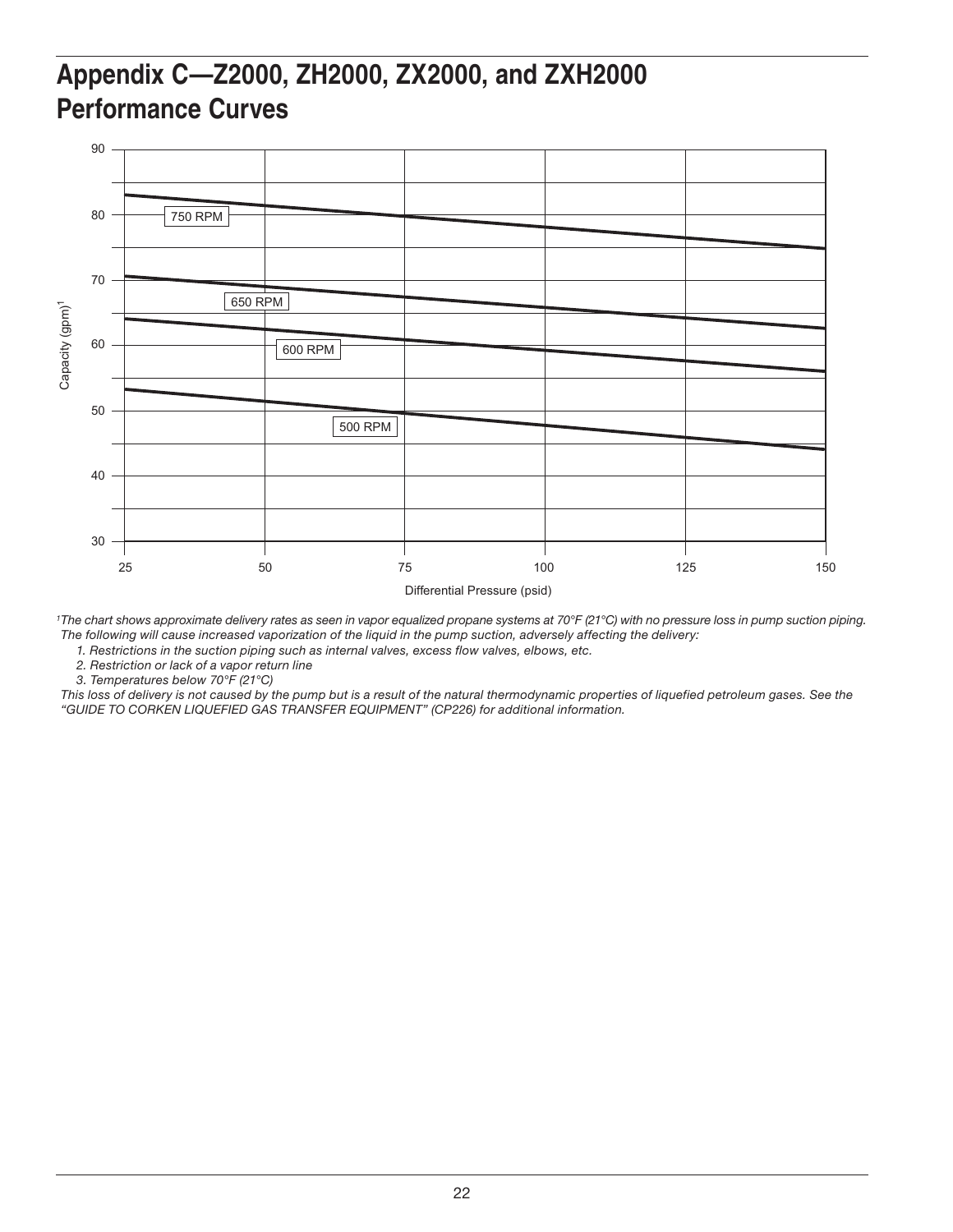# Appendix C—Z2000, ZH2000, ZX2000, and ZXH2000 Performance Curves

[1]*The chart shows approximate delivery rates as seen in vapor equalized propane systems at 70°F (21°C) with no pressure loss in pump suction piping. The following will cause increased vaporization of the liquid in the pump suction, adversely affecting the delivery:*

1. *Restrictions in the suction piping such as internal valves, excess flow valves, elbows, etc.*
2. *Restriction or lack of a vapor return line*
3. *Temperatures below 70°F (21°C)*

*This loss of delivery is not caused by the pump but is a result of the natural thermodynamic properties of liquefied petroleum gases. See the "GUIDE TO CORKEN LIQUEFIED GAS TRANSFER EQUIPMENT" (CP226) for additional information.*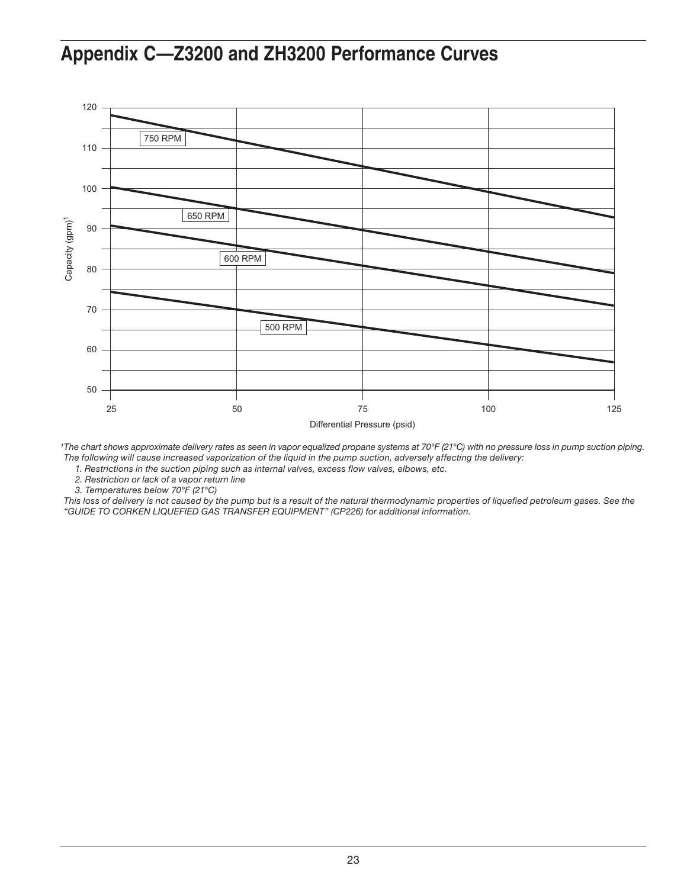# Appendix C—Z3200 and ZH3200 Performance Curves

[1]The chart shows approximate delivery rates as seen in vapor equalized propane systems at 70°F (21°C) with no pressure loss in pump suction piping. The following will cause increased vaporization of the liquid in the pump suction, adversely affecting the delivery:

1. Restrictions in the suction piping such as internal valves, excess flow valves, elbows, etc.
2. Restriction or lack of a vapor return line
3. Temperatures below 70°F (21°C)

This loss of delivery is not caused by the pump but is a result of the natural thermodynamic properties of liquefied petroleum gases. See the "GUIDE TO CORKEN LIQUEFIED GAS TRANSFER EQUIPMENT" (CP226) for additional information.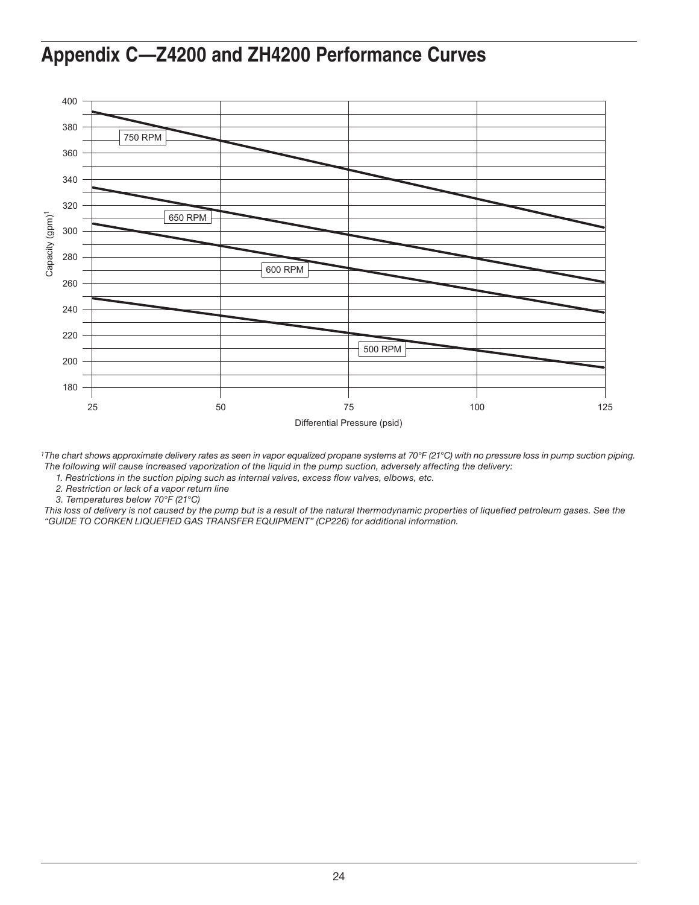# Appendix C—Z4200 and ZH4200 Performance Curves

[1]The chart shows approximate delivery rates as seen in vapor equalized propane systems at 70°F (21°C) with no pressure loss in pump suction piping. The following will cause increased vaporization of the liquid in the pump suction, adversely affecting the delivery:

1. Restrictions in the suction piping such as internal valves, excess flow valves, elbows, etc.
2. Restriction or lack of a vapor return line
3. Temperatures below 70°F (21°C)

This loss of delivery is not caused by the pump but is a result of the natural thermodynamic properties of liquefied petroleum gases. See the "GUIDE TO CORKEN LIQUEFIED GAS TRANSFER EQUIPMENT" (CP226) for additional information.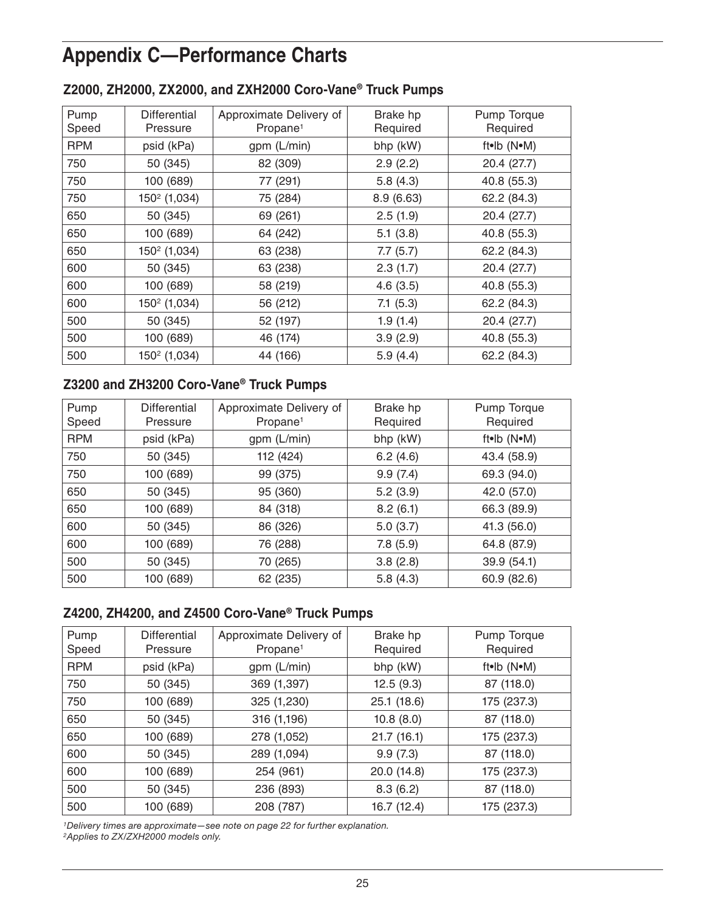# Appendix C—Performance Charts

### Z2000, ZH2000, ZX2000, and ZXH2000 Coro-Vane® Truck Pumps

| Pump Speed | Differential Pressure | Approximate Delivery of Propane[1] | Brake hp Required | Pump Torque Required |
|---|---|---|---|---|
| RPM | psid (kPa) | gpm (L/min) | bhp (kW) | ft•lb (N•M) |
| 750 | 50 (345) | 82 (309) | 2.9 (2.2) | 20.4 (27.7) |
| 750 | 100 (689) | 77 (291) | 5.8 (4.3) | 40.8 (55.3) |
| 750 | 150[2] (1,034) | 75 (284) | 8.9 (6.63) | 62.2 (84.3) |
| 650 | 50 (345) | 69 (261) | 2.5 (1.9) | 20.4 (27.7) |
| 650 | 100 (689) | 64 (242) | 5.1 (3.8) | 40.8 (55.3) |
| 650 | 150[2] (1,034) | 63 (238) | 7.7 (5.7) | 62.2 (84.3) |
| 600 | 50 (345) | 63 (238) | 2.3 (1.7) | 20.4 (27.7) |
| 600 | 100 (689) | 58 (219) | 4.6 (3.5) | 40.8 (55.3) |
| 600 | 150[2] (1,034) | 56 (212) | 7.1 (5.3) | 62.2 (84.3) |
| 500 | 50 (345) | 52 (197) | 1.9 (1.4) | 20.4 (27.7) |
| 500 | 100 (689) | 46 (174) | 3.9 (2.9) | 40.8 (55.3) |
| 500 | 150[2] (1,034) | 44 (166) | 5.9 (4.4) | 62.2 (84.3) |

### Z3200 and ZH3200 Coro-Vane® Truck Pumps

| Pump Speed | Differential Pressure | Approximate Delivery of Propane[1] | Brake hp Required | Pump Torque Required |
|---|---|---|---|---|
| RPM | psid (kPa) | gpm (L/min) | bhp (kW) | ft•lb (N•M) |
| 750 | 50 (345) | 112 (424) | 6.2 (4.6) | 43.4 (58.9) |
| 750 | 100 (689) | 99 (375) | 9.9 (7.4) | 69.3 (94.0) |
| 650 | 50 (345) | 95 (360) | 5.2 (3.9) | 42.0 (57.0) |
| 650 | 100 (689) | 84 (318) | 8.2 (6.1) | 66.3 (89.9) |
| 600 | 50 (345) | 86 (326) | 5.0 (3.7) | 41.3 (56.0) |
| 600 | 100 (689) | 76 (288) | 7.8 (5.9) | 64.8 (87.9) |
| 500 | 50 (345) | 70 (265) | 3.8 (2.8) | 39.9 (54.1) |
| 500 | 100 (689) | 62 (235) | 5.8 (4.3) | 60.9 (82.6) |

### Z4200, ZH4200, and Z4500 Coro-Vane® Truck Pumps

| Pump Speed | Differential Pressure | Approximate Delivery of Propane[1] | Brake hp Required | Pump Torque Required |
|---|---|---|---|---|
| RPM | psid (kPa) | gpm (L/min) | bhp (kW) | ft•lb (N•M) |
| 750 | 50 (345) | 369 (1,397) | 12.5 (9.3) | 87 (118.0) |
| 750 | 100 (689) | 325 (1,230) | 25.1 (18.6) | 175 (237.3) |
| 650 | 50 (345) | 316 (1,196) | 10.8 (8.0) | 87 (118.0) |
| 650 | 100 (689) | 278 (1,052) | 21.7 (16.1) | 175 (237.3) |
| 600 | 50 (345) | 289 (1,094) | 9.9 (7.3) | 87 (118.0) |
| 600 | 100 (689) | 254 (961) | 20.0 (14.8) | 175 (237.3) |
| 500 | 50 (345) | 236 (893) | 8.3 (6.2) | 87 (118.0) |
| 500 | 100 (689) | 208 (787) | 16.7 (12.4) | 175 (237.3) |

*[1]Delivery times are approximate—see note on page 22 for further explanation.*
*[2]Applies to ZX/ZXH2000 models only.*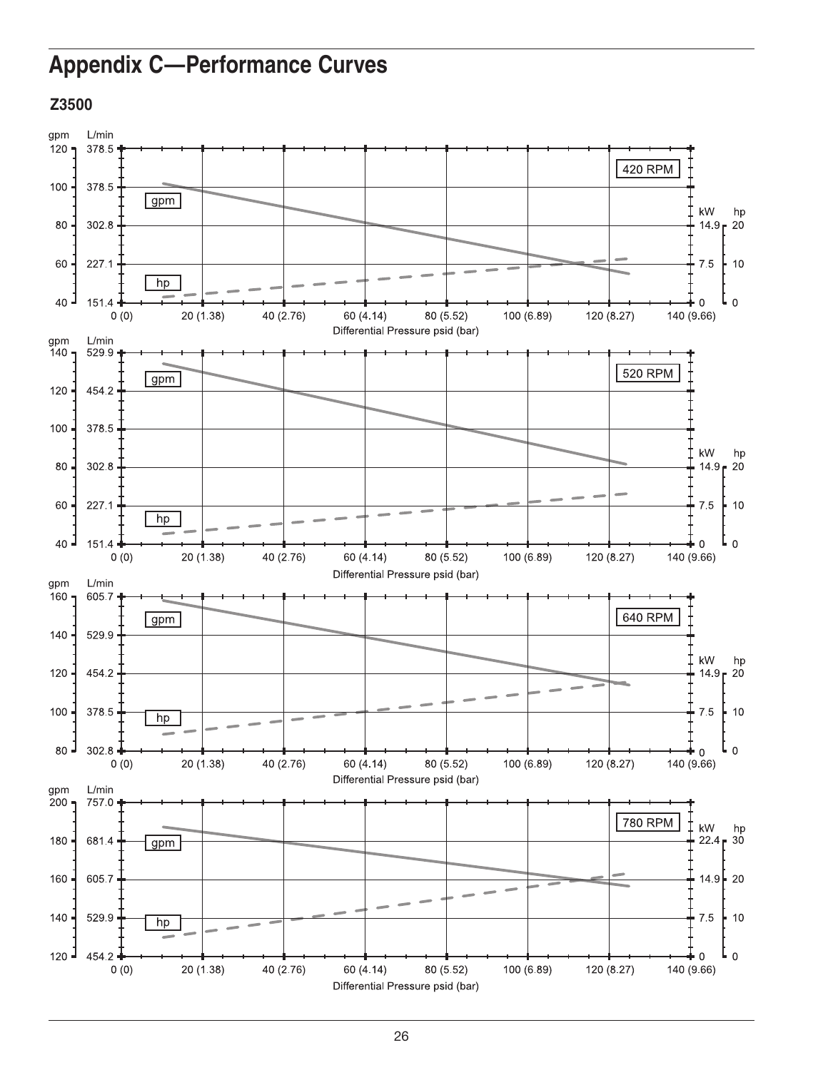# Appendix C—Performance Curves

## Z3500

gpm | L/min

420 RPM

| gpm | L/min |
|---|---|
| 120 | 378.5 |
| 100 | 378.5 |
| 80 | 302.8 |
| 60 | 227.1 |
| 40 | 151.4 |

gpm

hp

kW | hp: 14.9 – 20; 7.5 – 10; 0 – 0

Differential Pressure psid (bar): 0 (0), 20 (1.38), 40 (2.76), 60 (4.14), 80 (5.52), 100 (6.89), 120 (8.27), 140 (9.66)

520 RPM

| gpm | L/min |
|---|---|
| 140 | 529.9 |
| 120 | 454.2 |
| 100 | 378.5 |
| 80 | 302.8 |
| 60 | 227.1 |
| 40 | 151.4 |

gpm

hp

kW | hp: 14.9 – 20; 7.5 – 10; 0 – 0

Differential Pressure psid (bar): 0 (0), 20 (1.38), 40 (2.76), 60 (4.14), 80 (5.52), 100 (6.89), 120 (8.27), 140 (9.66)

640 RPM

| gpm | L/min |
|---|---|
| 160 | 605.7 |
| 140 | 529.9 |
| 120 | 454.2 |
| 100 | 378.5 |
| 80 | 302.8 |

gpm

hp

kW | hp: 14.9 – 20; 7.5 – 10; 0 – 0

Differential Pressure psid (bar): 0 (0), 20 (1.38), 40 (2.76), 60 (4.14), 80 (5.52), 100 (6.89), 120 (8.27), 140 (9.66)

780 RPM

| gpm | L/min |
|---|---|
| 200 | 757.0 |
| 180 | 681.4 |
| 160 | 605.7 |
| 140 | 529.9 |
| 120 | 454.2 |

gpm

hp

kW | hp: 22.4 – 30; 14.9 – 20; 7.5 – 10; 0 – 0

Differential Pressure psid (bar): 0 (0), 20 (1.38), 40 (2.76), 60 (4.14), 80 (5.52), 100 (6.89), 120 (8.27), 140 (9.66)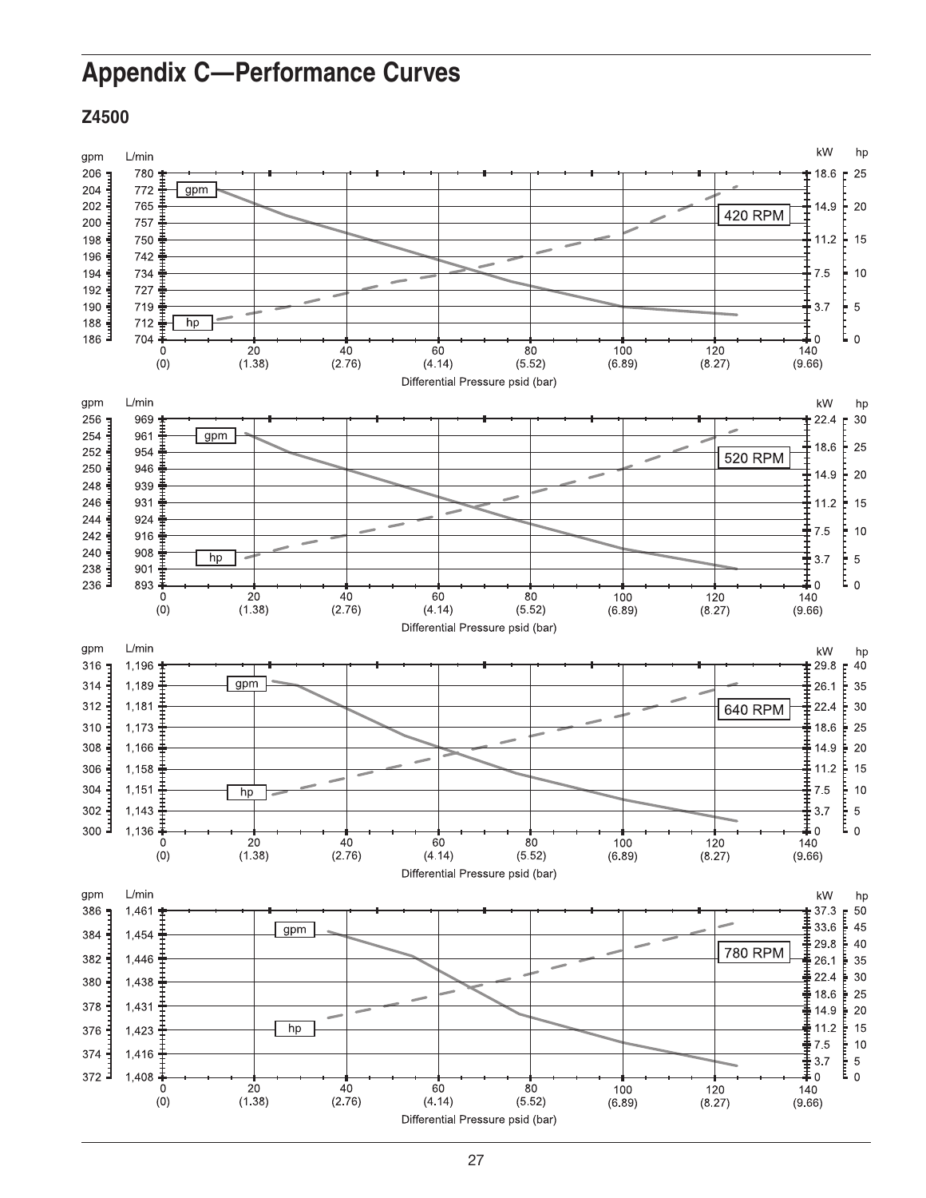# Appendix C—Performance Curves

## Z4500

gpm L/min kW hp

206 780 18.6 25
204 772 gpm
202 765 14.9 20
200 757 420 RPM
198 750 11.2 15
196 742
194 734 7.5 10
192 727
190 719 3.7 5
188 712 hp
186 704 0 0

0 (0) 20 (1.38) 40 (2.76) 60 (4.14) 80 (5.52) 100 (6.89) 120 (8.27) 140 (9.66)

Differential Pressure psid (bar)

gpm L/min kW hp

256 969 22.4 30
254 961 gpm
252 954 18.6 25
250 946 520 RPM
248 939 14.9 20
246 931 11.2 15
244 924
242 916 7.5 10
240 908 hp
238 901 3.7 5
236 893 0 0

0 (0) 20 (1.38) 40 (2.76) 60 (4.14) 80 (5.52) 100 (6.89) 120 (8.27) 140 (9.66)

Differential Pressure psid (bar)

gpm L/min kW hp

316 1,196 29.8 40
314 1,189 gpm 26.1 35
312 1,181 640 RPM 22.4 30
310 1,173 18.6 25
308 1,166 14.9 20
306 1,158 11.2 15
304 1,151 hp 7.5 10
302 1,143 3.7 5
300 1,136 0 0

0 (0) 20 (1.38) 40 (2.76) 60 (4.14) 80 (5.52) 100 (6.89) 120 (8.27) 140 (9.66)

Differential Pressure psid (bar)

gpm L/min kW hp

386 1,461 37.3 50
384 1,454 gpm 33.6 45
29.8 40
382 1,446 780 RPM 26.1 35
380 1,438 22.4 30
378 1,431 18.6 25
14.9 20
376 1,423 hp 11.2 15
374 1,416 7.5 10
3.7 5
372 1,408 0 0

0 (0) 20 (1.38) 40 (2.76) 60 (4.14) 80 (5.52) 100 (6.89) 120 (8.27) 140 (9.66)

Differential Pressure psid (bar)